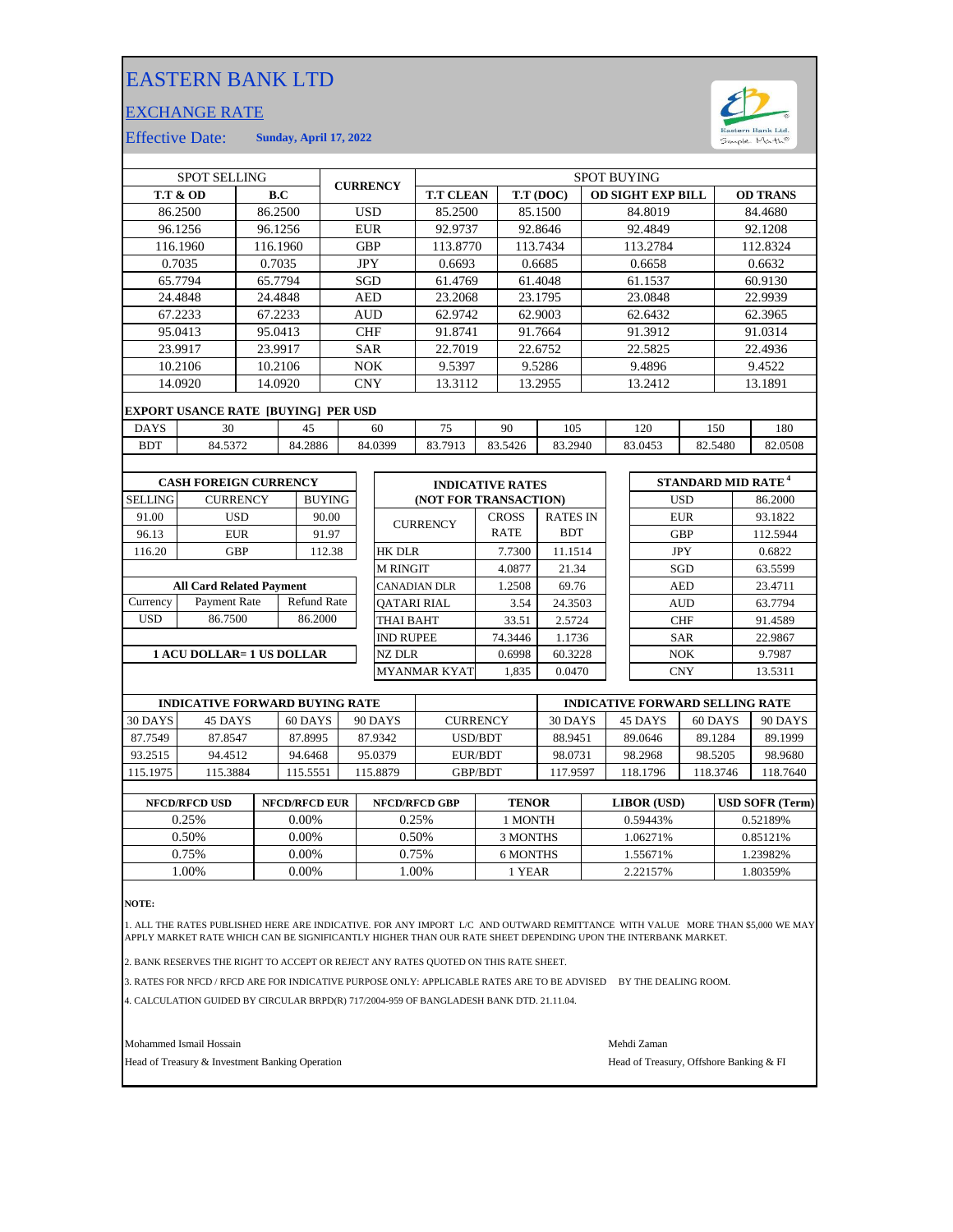# EASTERN BANK LTD

## EXCHANGE RATE

Effective Date: **Sunday, April 17, 2022**

| SPOT SELLING | | CURRENCY | SPOT BUYING | | | |
|---|---|---|---|---|---|---|
| **T.T & OD** | **B.C** | | **T.T CLEAN** | **T.T (DOC)** | **OD SIGHT EXP BILL** | **OD TRANS** |
| 86.2500 | 86.2500 | USD | 85.2500 | 85.1500 | 84.8019 | 84.4680 |
| 96.1256 | 96.1256 | EUR | 92.9737 | 92.8646 | 92.4849 | 92.1208 |
| 116.1960 | 116.1960 | GBP | 113.8770 | 113.7434 | 113.2784 | 112.8324 |
| 0.7035 | 0.7035 | JPY | 0.6693 | 0.6685 | 0.6658 | 0.6632 |
| 65.7794 | 65.7794 | SGD | 61.4769 | 61.4048 | 61.1537 | 60.9130 |
| 24.4848 | 24.4848 | AED | 23.2068 | 23.1795 | 23.0848 | 22.9939 |
| 67.2233 | 67.2233 | AUD | 62.9742 | 62.9003 | 62.6432 | 62.3965 |
| 95.0413 | 95.0413 | CHF | 91.8741 | 91.7664 | 91.3912 | 91.0314 |
| 23.9917 | 23.9917 | SAR | 22.7019 | 22.6752 | 22.5825 | 22.4936 |
| 10.2106 | 10.2106 | NOK | 9.5397 | 9.5286 | 9.4896 | 9.4522 |
| 14.0920 | 14.0920 | CNY | 13.3112 | 13.2955 | 13.2412 | 13.1891 |

**EXPORT USANCE RATE [BUYING] PER USD**

| DAYS | 30 | 45 | 60 | 75 | 90 | 105 | 120 | 150 | 180 |
|---|---|---|---|---|---|---|---|---|---|
| BDT | 84.5372 | 84.2886 | 84.0399 | 83.7913 | 83.5426 | 83.2940 | 83.0453 | 82.5480 | 82.0508 |

**CASH FOREIGN CURRENCY**

| SELLING | CURRENCY | BUYING |
|---|---|---|
| 91.00 | USD | 90.00 |
| 96.13 | EUR | 91.97 |
| 116.20 | GBP | 112.38 |

**All Card Related Payment**

| Currency | Payment Rate | Refund Rate |
|---|---|---|
| USD | 86.7500 | 86.2000 |

**1 ACU DOLLAR= 1 US DOLLAR**

**INDICATIVE RATES (NOT FOR TRANSACTION)**

| CURRENCY | CROSS RATE | RATES IN BDT |
|---|---|---|
| HK DLR | 7.7300 | 11.1514 |
| M RINGIT | 4.0877 | 21.34 |
| CANADIAN DLR | 1.2508 | 69.76 |
| QATARI RIAL | 3.54 | 24.3503 |
| THAI BAHT | 33.51 | 2.5724 |
| IND RUPEE | 74.3446 | 1.1736 |
| NZ DLR | 0.6998 | 60.3228 |
| MYANMAR KYAT | 1,835 | 0.0470 |

**STANDARD MID RATE [4]**

| Currency | Rate |
|---|---|
| USD | 86.2000 |
| EUR | 93.1822 |
| GBP | 112.5944 |
| JPY | 0.6822 |
| SGD | 63.5599 |
| AED | 23.4711 |
| AUD | 63.7794 |
| CHF | 91.4589 |
| SAR | 22.9867 |
| NOK | 9.7987 |
| CNY | 13.5311 |

| INDICATIVE FORWARD BUYING RATE | | | | | INDICATIVE FORWARD SELLING RATE | | | |
|---|---|---|---|---|---|---|---|---|
| 30 DAYS | 45 DAYS | 60 DAYS | 90 DAYS | CURRENCY | 30 DAYS | 45 DAYS | 60 DAYS | 90 DAYS |
| 87.7549 | 87.8547 | 87.8995 | 87.9342 | USD/BDT | 88.9451 | 89.0646 | 89.1284 | 89.1999 |
| 93.2515 | 94.4512 | 94.6468 | 95.0379 | EUR/BDT | 98.0731 | 98.2968 | 98.5205 | 98.9680 |
| 115.1975 | 115.3884 | 115.5551 | 115.8879 | GBP/BDT | 117.9597 | 118.1796 | 118.3746 | 118.7640 |

| NFCD/RFCD USD | NFCD/RFCD EUR | NFCD/RFCD GBP | TENOR | LIBOR (USD) | USD SOFR (Term) |
|---|---|---|---|---|---|
| 0.25% | 0.00% | 0.25% | 1 MONTH | 0.59443% | 0.52189% |
| 0.50% | 0.00% | 0.50% | 3 MONTHS | 1.06271% | 0.85121% |
| 0.75% | 0.00% | 0.75% | 6 MONTHS | 1.55671% | 1.23982% |
| 1.00% | 0.00% | 1.00% | 1 YEAR | 2.22157% | 1.80359% |

**NOTE:**

1. ALL THE RATES PUBLISHED HERE ARE INDICATIVE. FOR ANY IMPORT L/C AND OUTWARD REMITTANCE WITH VALUE MORE THAN $5,000 WE MAY APPLY MARKET RATE WHICH CAN BE SIGNIFICANTLY HIGHER THAN OUR RATE SHEET DEPENDING UPON THE INTERBANK MARKET.
2. BANK RESERVES THE RIGHT TO ACCEPT OR REJECT ANY RATES QUOTED ON THIS RATE SHEET.
3. RATES FOR NFCD / RFCD ARE FOR INDICATIVE PURPOSE ONLY: APPLICABLE RATES ARE TO BE ADVISED BY THE DEALING ROOM.
4. CALCULATION GUIDED BY CIRCULAR BRPD(R) 717/2004-959 OF BANGLADESH BANK DTD. 21.11.04.

Mohammed Ismail Hossain
Head of Treasury & Investment Banking Operation

Mehdi Zaman
Head of Treasury, Offshore Banking & FI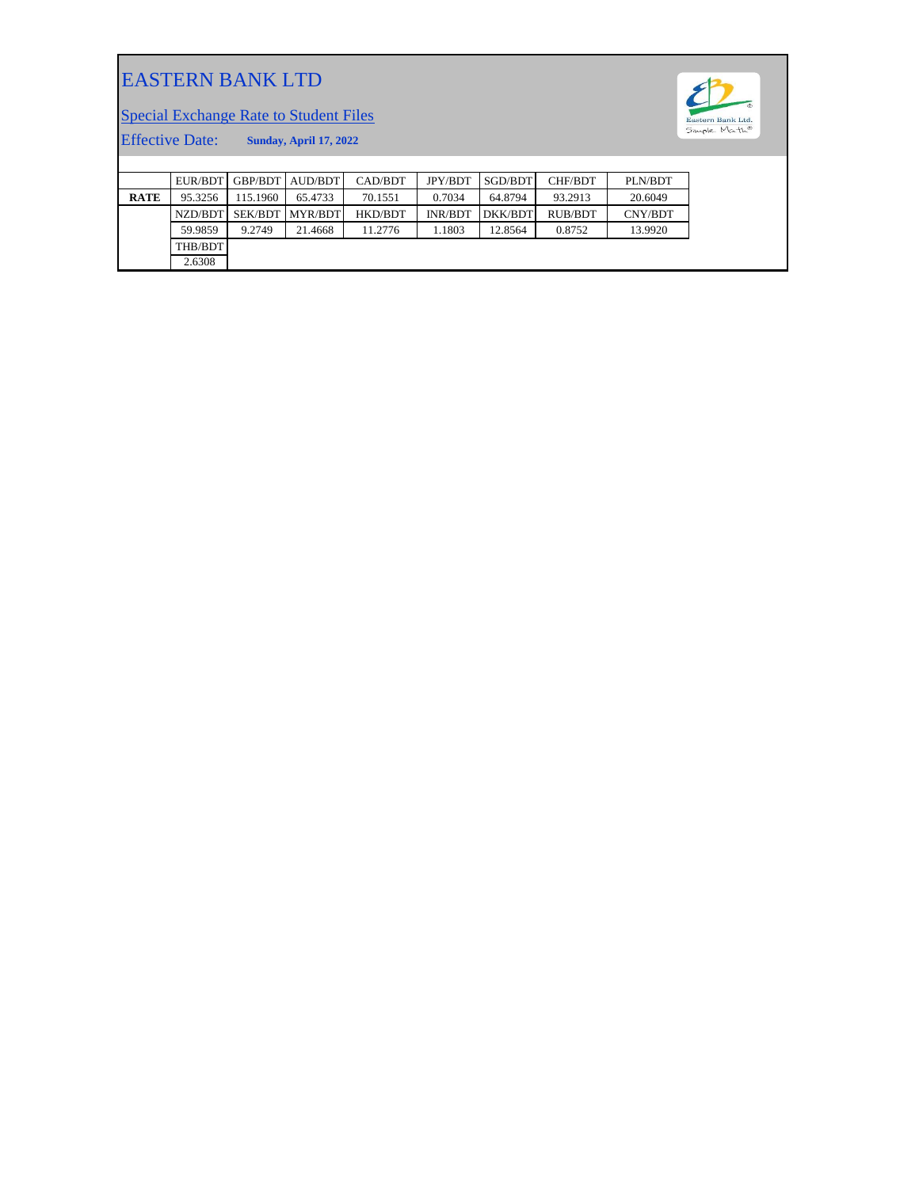# EASTERN BANK LTD

Special Exchange Rate to Student Files

Effective Date: **Sunday, April 17, 2022**

| | | | | | | | | |
|---|---|---|---|---|---|---|---|---|
| | EUR/BDT | GBP/BDT | AUD/BDT | CAD/BDT | JPY/BDT | SGD/BDT | CHF/BDT | PLN/BDT |
| **RATE** | 95.3256 | 115.1960 | 65.4733 | 70.1551 | 0.7034 | 64.8794 | 93.2913 | 20.6049 |
| | NZD/BDT | SEK/BDT | MYR/BDT | HKD/BDT | INR/BDT | DKK/BDT | RUB/BDT | CNY/BDT |
| | 59.9859 | 9.2749 | 21.4668 | 11.2776 | 1.1803 | 12.8564 | 0.8752 | 13.9920 |
| | THB/BDT | | | | | | | |
| | 2.6308 | | | | | | | |